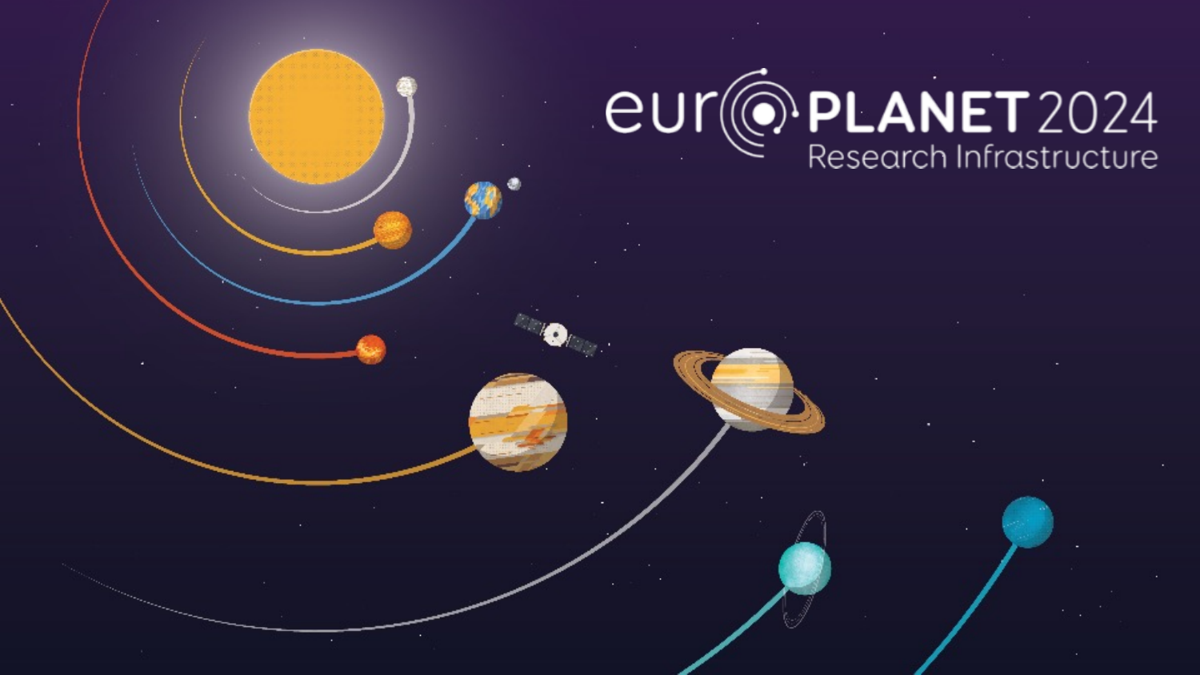# europlanet 2024

## Research Infrastructure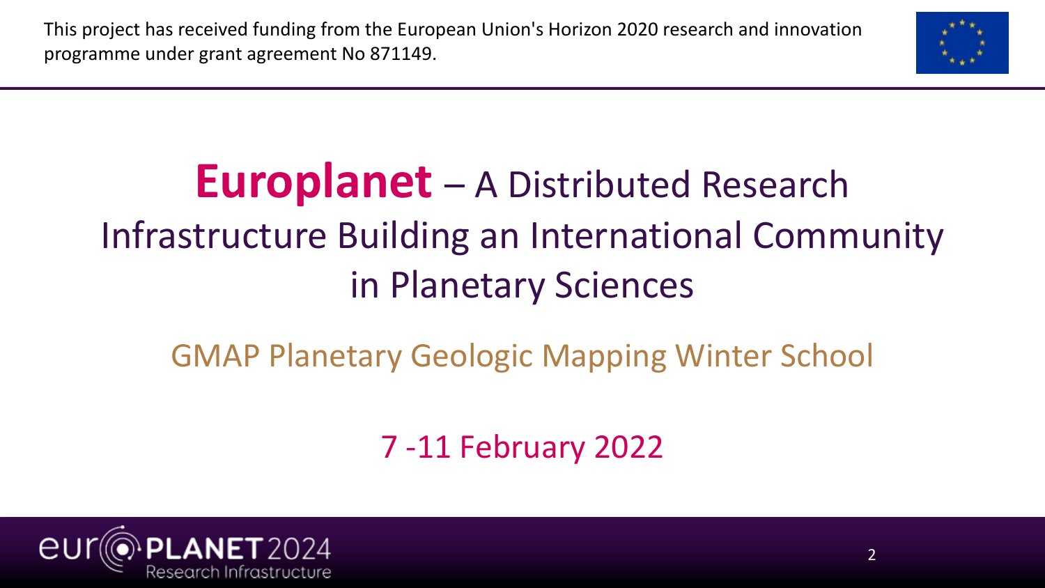This project has received funding from the European Union's Horizon 2020 research and innovation programme under grant agreement No 871149.

# **Europlanet** – A Distributed Research Infrastructure Building an International Community in Planetary Sciences

## GMAP Planetary Geologic Mapping Winter School

7 -11 February 2022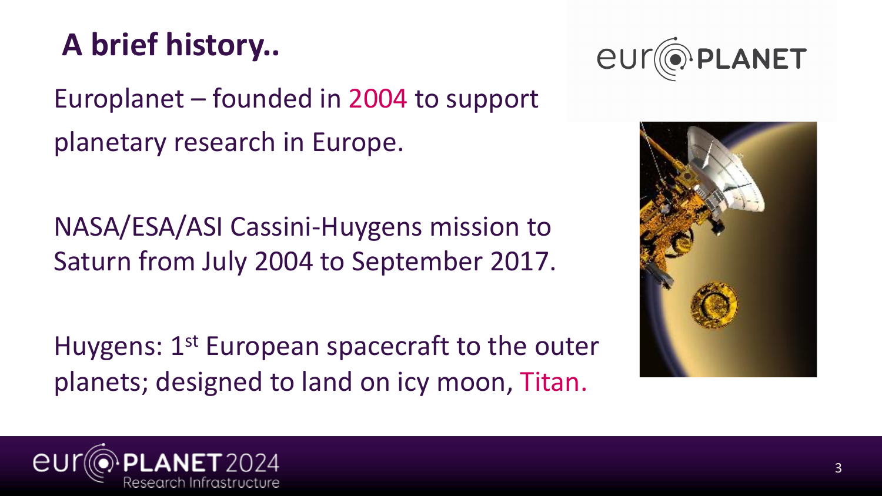# A brief history..

Europlanet – founded in 2004 to support planetary research in Europe.

NASA/ESA/ASI Cassini-Huygens mission to Saturn from July 2004 to September 2017.

Huygens: 1st European spacecraft to the outer planets; designed to land on icy moon, Titan.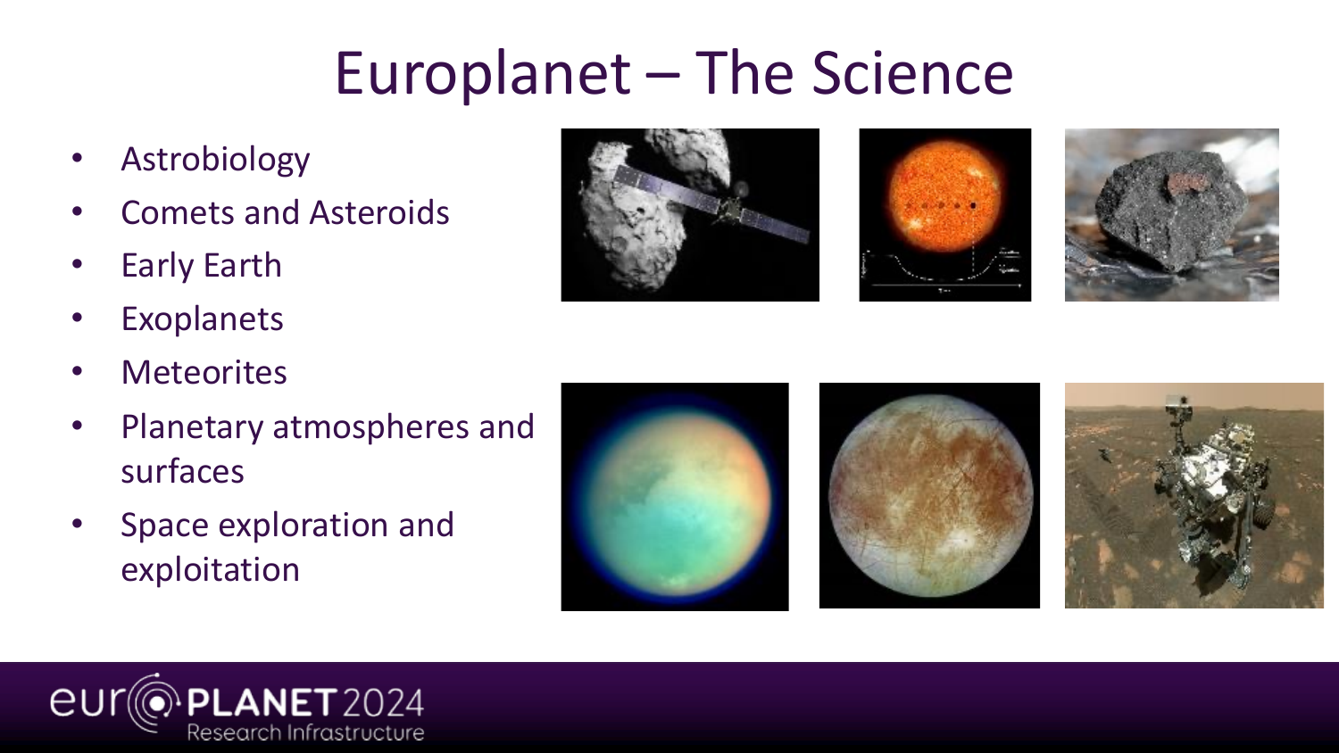# Europlanet – The Science

- Astrobiology
- Comets and Asteroids
- Early Earth
- Exoplanets
- Meteorites
- Planetary atmospheres and surfaces
- Space exploration and exploitation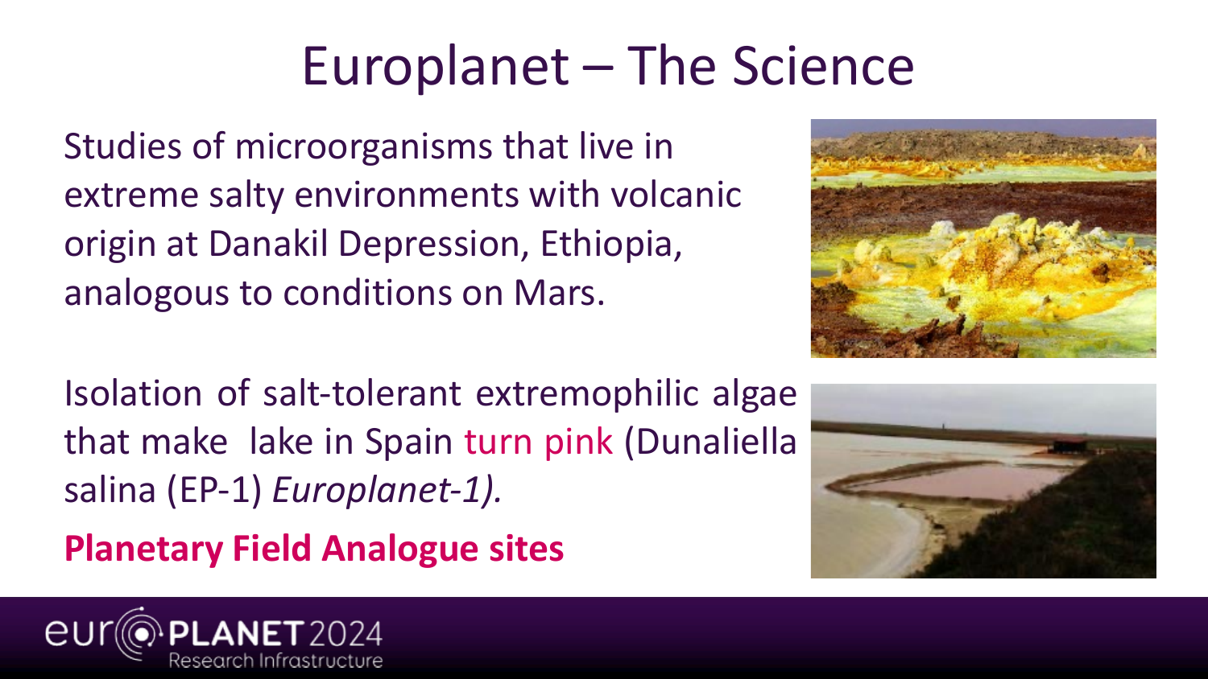# Europlanet – The Science

Studies of microorganisms that live in extreme salty environments with volcanic origin at Danakil Depression, Ethiopia, analogous to conditions on Mars.

Isolation of salt-tolerant extremophilic algae that make lake in Spain turn pink (Dunaliella salina (EP-1) *Europlanet-1).*

**Planetary Field Analogue sites**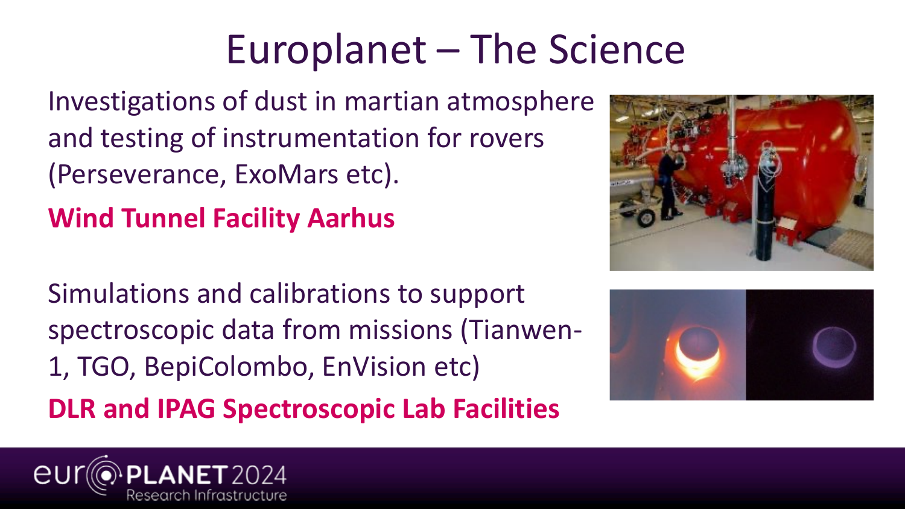# Europlanet – The Science

Investigations of dust in martian atmosphere and testing of instrumentation for rovers (Perseverance, ExoMars etc).

**Wind Tunnel Facility Aarhus**

Simulations and calibrations to support spectroscopic data from missions (Tianwen-1, TGO, BepiColombo, EnVision etc)

**DLR and IPAG Spectroscopic Lab Facilities**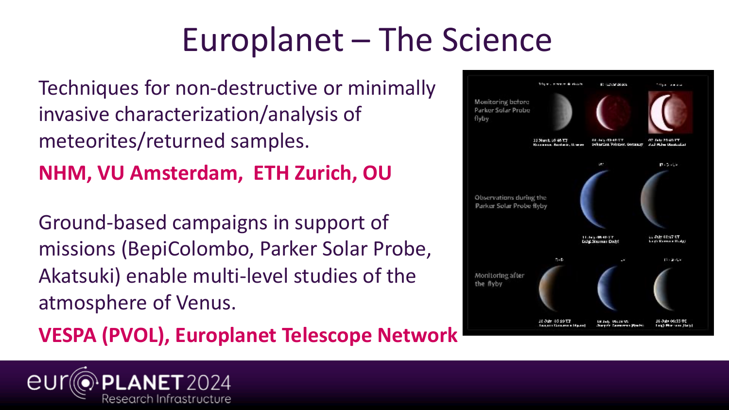# Europlanet – The Science

Techniques for non-destructive or minimally invasive characterization/analysis of meteorites/returned samples.

**NHM, VU Amsterdam, ETH Zurich, OU**

Ground-based campaigns in support of missions (BepiColombo, Parker Solar Probe, Akatsuki) enable multi-level studies of the atmosphere of Venus.

**VESPA (PVOL), Europlanet Telescope Network**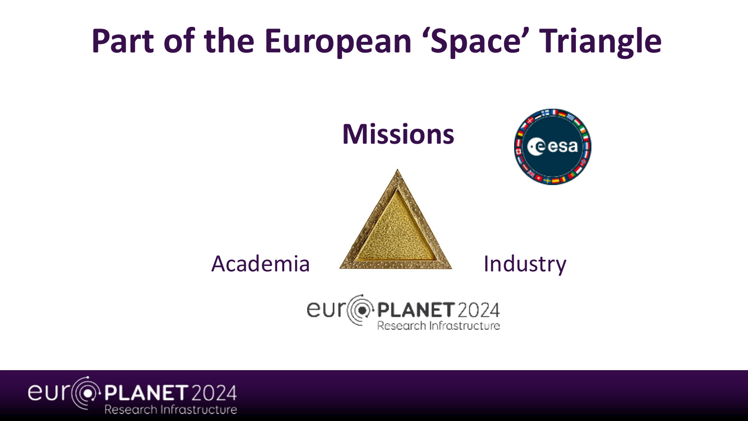# Part of the European 'Space' Triangle

**Missions**

Academia

Industry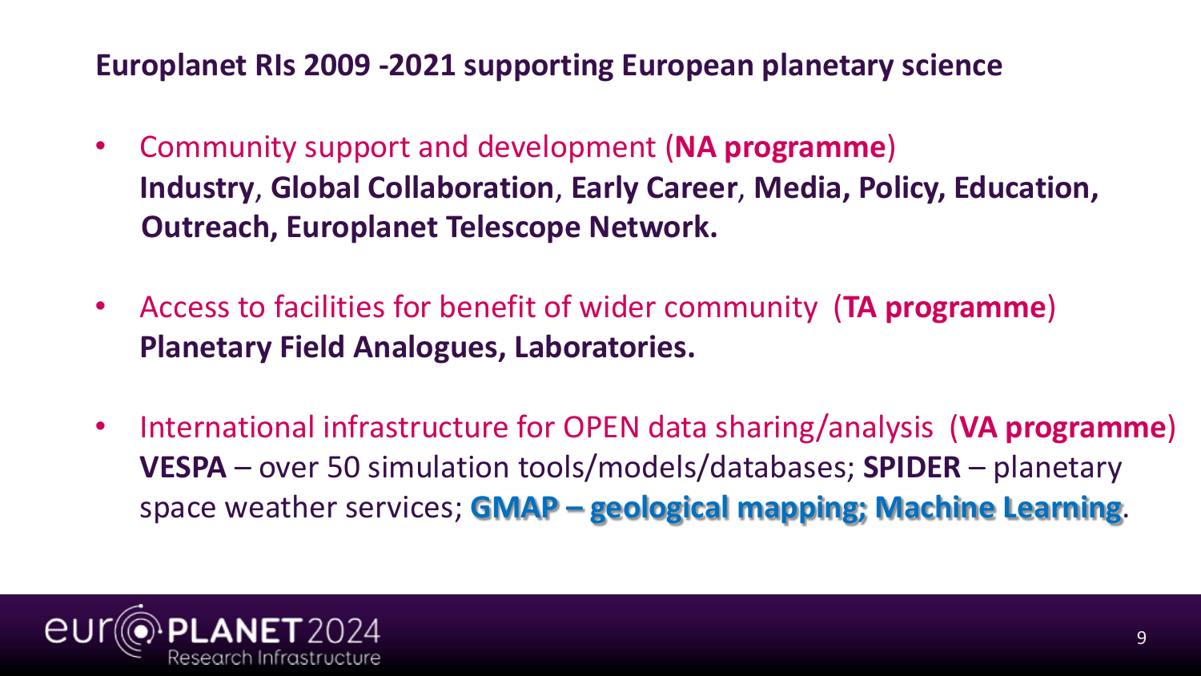## Europlanet RIs 2009 -2021 supporting European planetary science

- Community support and development (**NA programme**)
  **Industry**, **Global Collaboration**, **Early Career**, **Media, Policy, Education, Outreach, Europlanet Telescope Network.**

- Access to facilities for benefit of wider community (**TA programme**)
  **Planetary Field Analogues, Laboratories.**

- International infrastructure for OPEN data sharing/analysis (**VA programme**)
  **VESPA** – over 50 simulation tools/models/databases; **SPIDER** – planetary space weather services; **GMAP – geological mapping; Machine Learning**.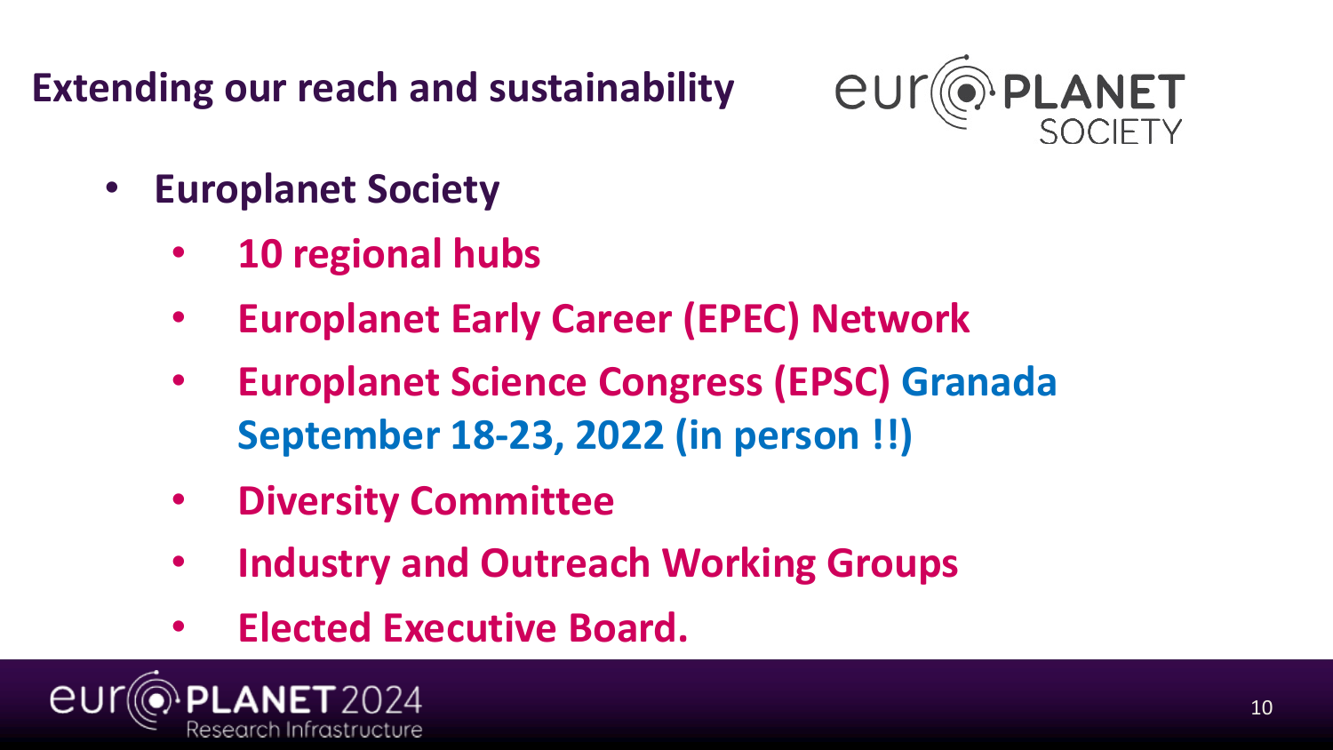# Extending our reach and sustainability

- **Europlanet Society**
  - **10 regional hubs**
  - **Europlanet Early Career (EPEC) Network**
  - **Europlanet Science Congress (EPSC) Granada September 18-23, 2022 (in person !!)**
  - **Diversity Committee**
  - **Industry and Outreach Working Groups**
  - **Elected Executive Board.**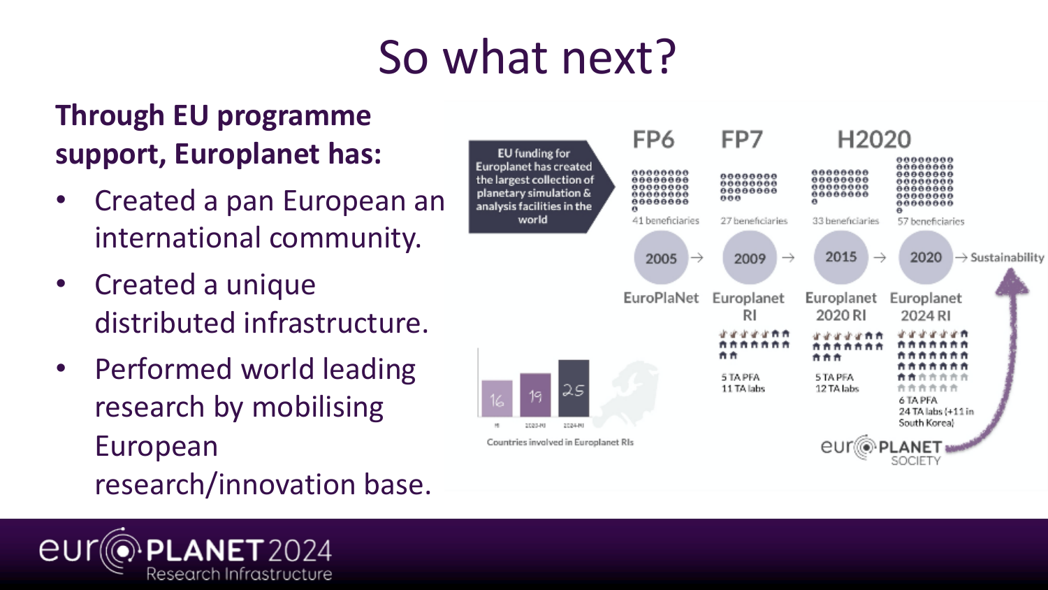# So what next?

**Through EU programme support, Europlanet has:**

- Created a pan European an international community.
- Created a unique distributed infrastructure.
- Performed world leading research by mobilising European research/innovation base.

EU funding for Europlanet has created the largest collection of planetary simulation & analysis facilities in the world

| | FP6 | FP7 | H2020 | |
|---|---|---|---|---|
| Beneficiaries | 41 beneficiaries | 27 beneficiaries | 33 beneficiaries | 57 beneficiaries |
| Year | 2005 | 2009 | 2015 | 2020 |
| Project | EuroPlaNet | Europlanet RI | Europlanet 2020 RI | Europlanet 2024 RI |
| Facilities | | 5 TA PFA, 11 TA labs | 5 TA PFA, 12 TA labs | 6 TA PFA, 24 TA labs (+11 in South Korea) |

→ Sustainability

europlanet SOCIETY

Countries involved in Europlanet RIs: 16 (RI), 19 (2020-RI), 25 (2024-RI)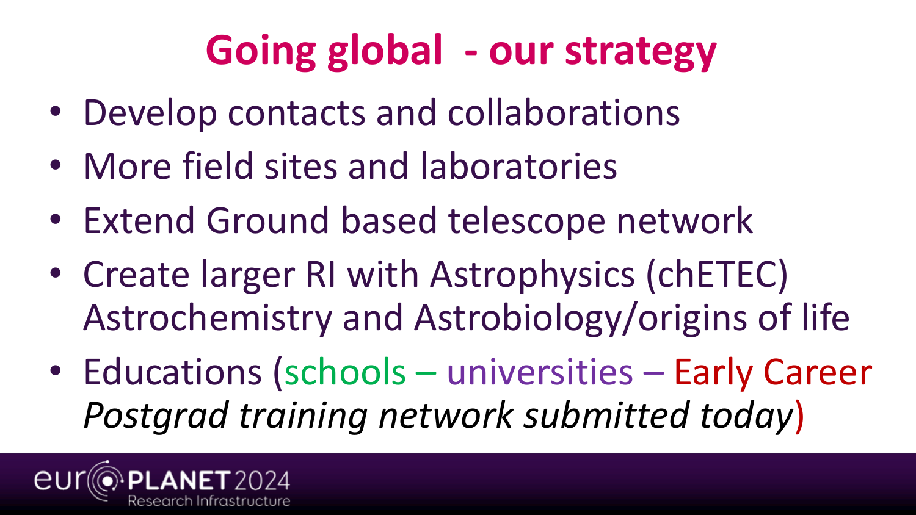# Going global - our strategy

- Develop contacts and collaborations
- More field sites and laboratories
- Extend Ground based telescope network
- Create larger RI with Astrophysics (chETEC) Astrochemistry and Astrobiology/origins of life
- Educations (schools – universities – Early Career *Postgrad training network submitted today*)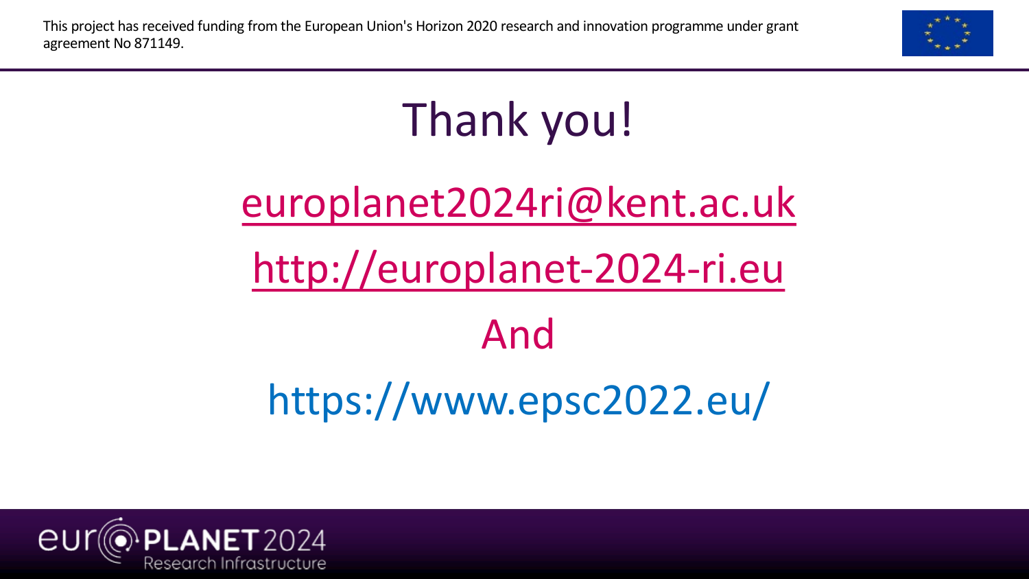This project has received funding from the European Union's Horizon 2020 research and innovation programme under grant agreement No 871149.

# Thank you!

europlanet2024ri@kent.ac.uk

http://europlanet-2024-ri.eu

And

https://www.epsc2022.eu/